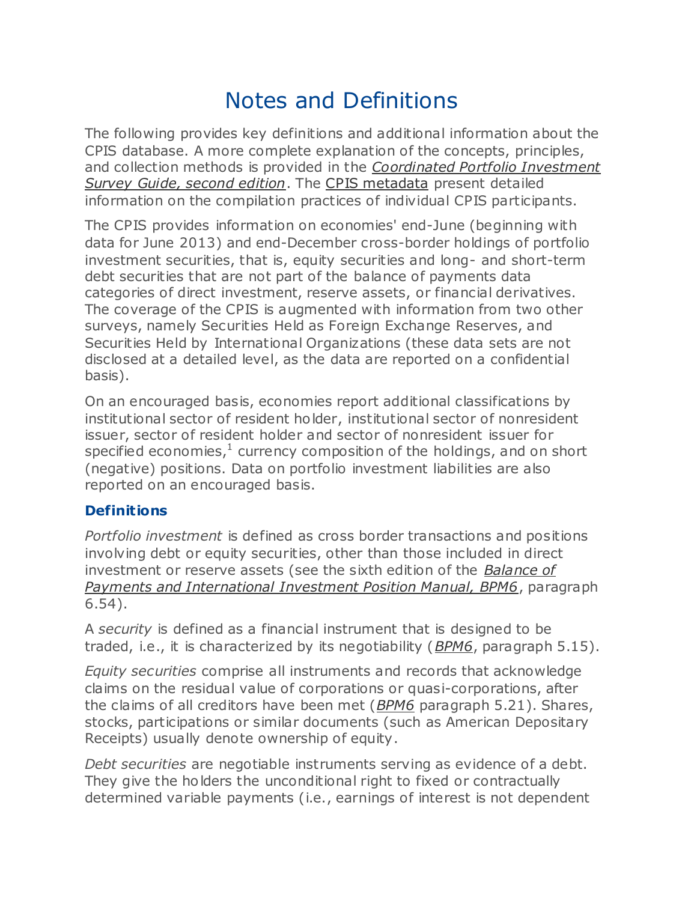# Notes and Definitions

The following provides key definitions and additional information about the CPIS database. A more complete explanation of the concepts, principles, and collection methods is provided in the *Coordinated Portfolio Investment Survey Guide, second edition*. The CPIS metadata present detailed information on the compilation practices of individual CPIS participants.

The CPIS provides information on economies' end-June (beginning with data for June 2013) and end-December cross-border holdings of portfolio investment securities, that is, equity securities and long- and short-term debt securities that are not part of the balance of payments data categories of direct investment, reserve assets, or financial derivatives. The coverage of the CPIS is augmented with information from two other surveys, namely Securities Held as Foreign Exchange Reserves, and Securities Held by International Organizations (these data sets are not disclosed at a detailed level, as the data are reported on a confidential basis).

On an encouraged basis, economies report additional classifications by institutional sector of resident holder, institutional sector of nonresident issuer, sector of resident holder and sector of nonresident issuer for specified economies,[1] currency composition of the holdings, and on short (negative) positions. Data on portfolio investment liabilities are also reported on an encouraged basis.

### Definitions

*Portfolio investment* is defined as cross border transactions and positions involving debt or equity securities, other than those included in direct investment or reserve assets (see the sixth edition of the *Balance of Payments and International Investment Position Manual, BPM6*, paragraph 6.54).

A *security* is defined as a financial instrument that is designed to be traded, i.e., it is characterized by its negotiability (*BPM6*, paragraph 5.15).

*Equity securities* comprise all instruments and records that acknowledge claims on the residual value of corporations or quasi-corporations, after the claims of all creditors have been met (*BPM6* paragraph 5.21). Shares, stocks, participations or similar documents (such as American Depositary Receipts) usually denote ownership of equity.

*Debt securities* are negotiable instruments serving as evidence of a debt. They give the holders the unconditional right to fixed or contractually determined variable payments (i.e., earnings of interest is not dependent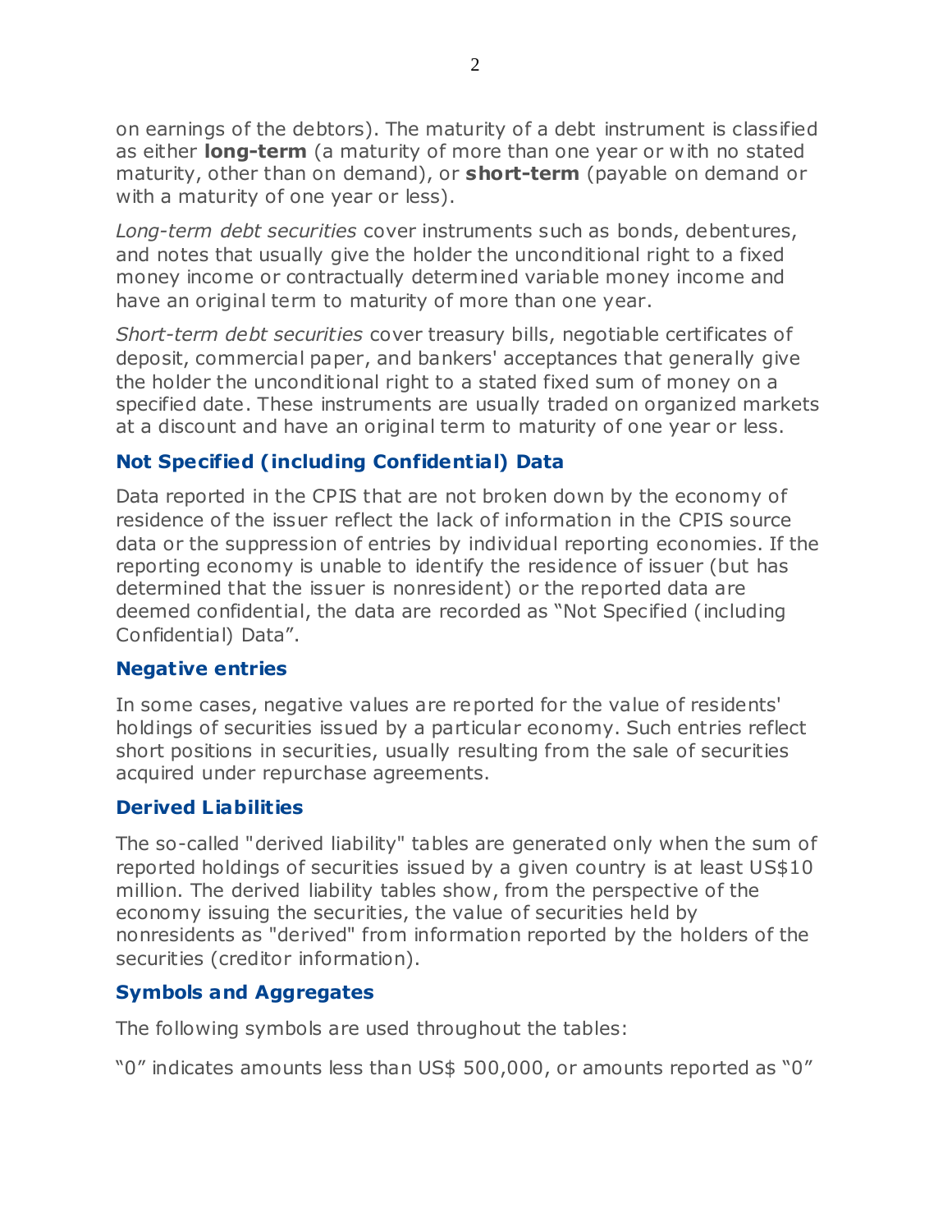on earnings of the debtors). The maturity of a debt instrument is classified as either **long-term** (a maturity of more than one year or with no stated maturity, other than on demand), or **short-term** (payable on demand or with a maturity of one year or less).

*Long-term debt securities* cover instruments such as bonds, debentures, and notes that usually give the holder the unconditional right to a fixed money income or contractually determined variable money income and have an original term to maturity of more than one year.

*Short-term debt securities* cover treasury bills, negotiable certificates of deposit, commercial paper, and bankers' acceptances that generally give the holder the unconditional right to a stated fixed sum of money on a specified date. These instruments are usually traded on organized markets at a discount and have an original term to maturity of one year or less.

### Not Specified (including Confidential) Data

Data reported in the CPIS that are not broken down by the economy of residence of the issuer reflect the lack of information in the CPIS source data or the suppression of entries by individual reporting economies. If the reporting economy is unable to identify the residence of issuer (but has determined that the issuer is nonresident) or the reported data are deemed confidential, the data are recorded as "Not Specified (including Confidential) Data".

### Negative entries

In some cases, negative values are reported for the value of residents' holdings of securities issued by a particular economy. Such entries reflect short positions in securities, usually resulting from the sale of securities acquired under repurchase agreements.

### Derived Liabilities

The so-called "derived liability" tables are generated only when the sum of reported holdings of securities issued by a given country is at least US$10 million. The derived liability tables show, from the perspective of the economy issuing the securities, the value of securities held by nonresidents as "derived" from information reported by the holders of the securities (creditor information).

### Symbols and Aggregates

The following symbols are used throughout the tables:

"0" indicates amounts less than US$ 500,000, or amounts reported as "0"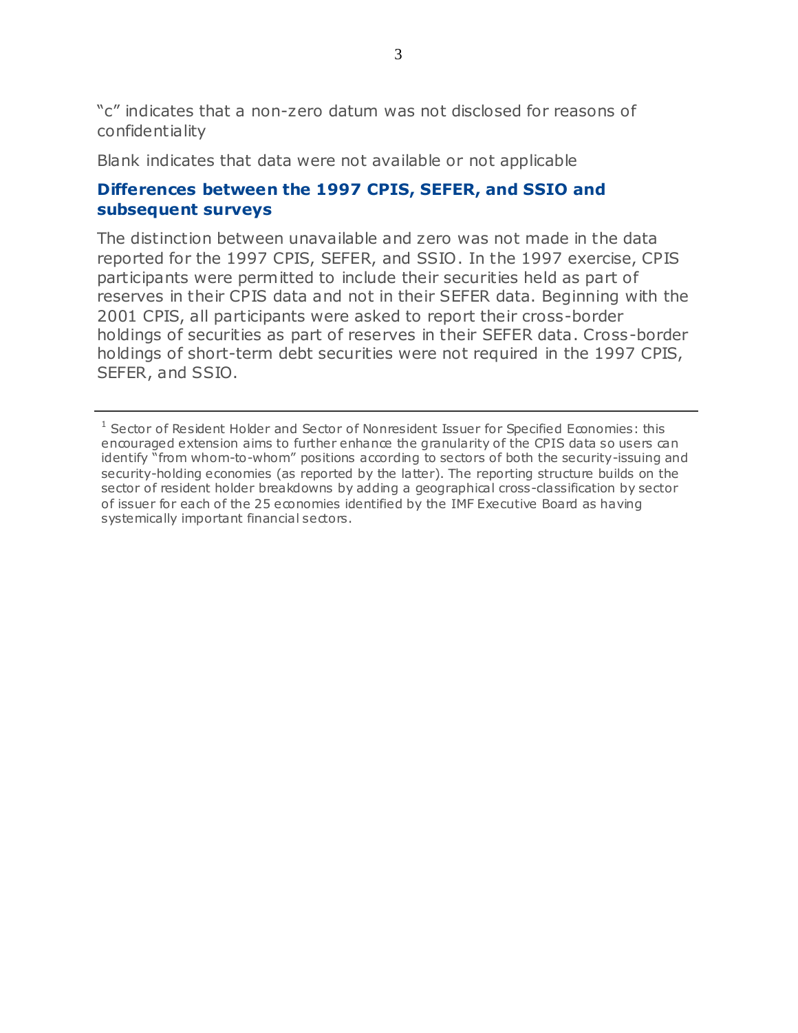"c" indicates that a non-zero datum was not disclosed for reasons of confidentiality

Blank indicates that data were not available or not applicable

### Differences between the 1997 CPIS, SEFER, and SSIO and subsequent surveys

The distinction between unavailable and zero was not made in the data reported for the 1997 CPIS, SEFER, and SSIO. In the 1997 exercise, CPIS participants were permitted to include their securities held as part of reserves in their CPIS data and not in their SEFER data. Beginning with the 2001 CPIS, all participants were asked to report their cross-border holdings of securities as part of reserves in their SEFER data. Cross-border holdings of short-term debt securities were not required in the 1997 CPIS, SEFER, and SSIO.

---

[1] Sector of Resident Holder and Sector of Nonresident Issuer for Specified Economies: this encouraged extension aims to further enhance the granularity of the CPIS data so users can identify "from whom-to-whom" positions according to sectors of both the security-issuing and security-holding economies (as reported by the latter). The reporting structure builds on the sector of resident holder breakdowns by adding a geographical cross-classification by sector of issuer for each of the 25 economies identified by the IMF Executive Board as having systemically important financial sectors.